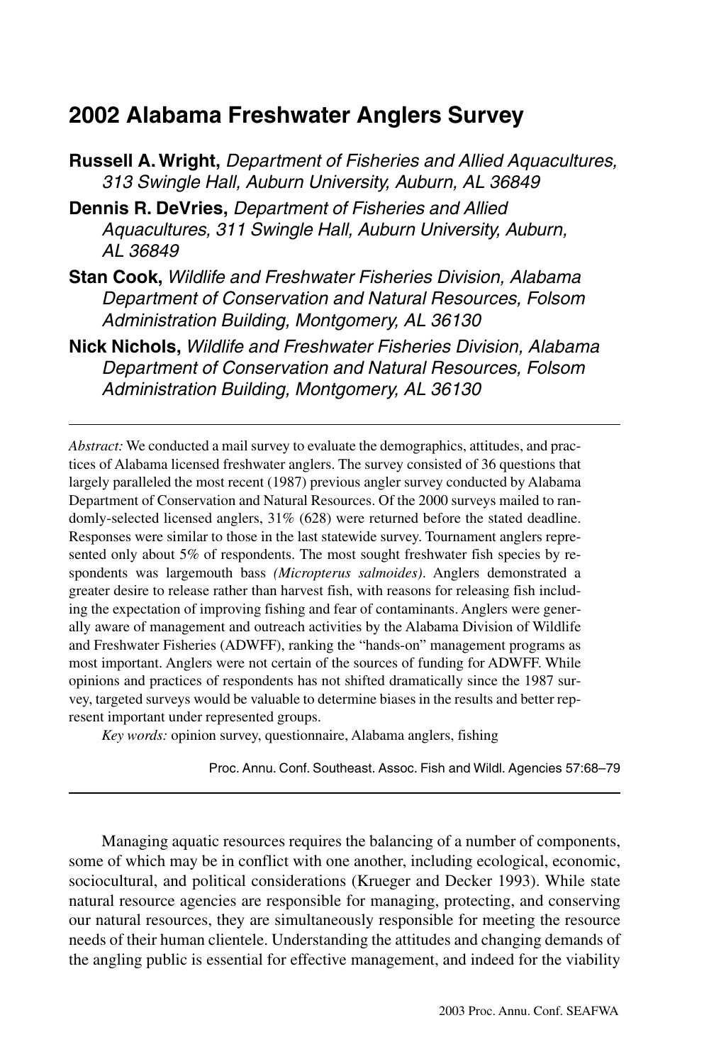# 2002 Alabama Freshwater Anglers Survey

**Russell A. Wright,** *Department of Fisheries and Allied Aquacultures, 313 Swingle Hall, Auburn University, Auburn, AL 36849*

**Dennis R. DeVries,** *Department of Fisheries and Allied Aquacultures, 311 Swingle Hall, Auburn University, Auburn, AL 36849*

**Stan Cook,** *Wildlife and Freshwater Fisheries Division, Alabama Department of Conservation and Natural Resources, Folsom Administration Building, Montgomery, AL 36130*

**Nick Nichols,** *Wildlife and Freshwater Fisheries Division, Alabama Department of Conservation and Natural Resources, Folsom Administration Building, Montgomery, AL 36130*

---

*Abstract:* We conducted a mail survey to evaluate the demographics, attitudes, and practices of Alabama licensed freshwater anglers. The survey consisted of 36 questions that largely paralleled the most recent (1987) previous angler survey conducted by Alabama Department of Conservation and Natural Resources. Of the 2000 surveys mailed to randomly-selected licensed anglers, 31% (628) were returned before the stated deadline. Responses were similar to those in the last statewide survey. Tournament anglers represented only about 5% of respondents. The most sought freshwater fish species by respondents was largemouth bass *(Micropterus salmoides)*. Anglers demonstrated a greater desire to release rather than harvest fish, with reasons for releasing fish including the expectation of improving fishing and fear of contaminants. Anglers were generally aware of management and outreach activities by the Alabama Division of Wildlife and Freshwater Fisheries (ADWFF), ranking the "hands-on" management programs as most important. Anglers were not certain of the sources of funding for ADWFF. While opinions and practices of respondents has not shifted dramatically since the 1987 survey, targeted surveys would be valuable to determine biases in the results and better represent important under represented groups.

*Key words:* opinion survey, questionnaire, Alabama anglers, fishing

Proc. Annu. Conf. Southeast. Assoc. Fish and Wildl. Agencies 57:68–79

---

Managing aquatic resources requires the balancing of a number of components, some of which may be in conflict with one another, including ecological, economic, sociocultural, and political considerations (Krueger and Decker 1993). While state natural resource agencies are responsible for managing, protecting, and conserving our natural resources, they are simultaneously responsible for meeting the resource needs of their human clientele. Understanding the attitudes and changing demands of the angling public is essential for effective management, and indeed for the viability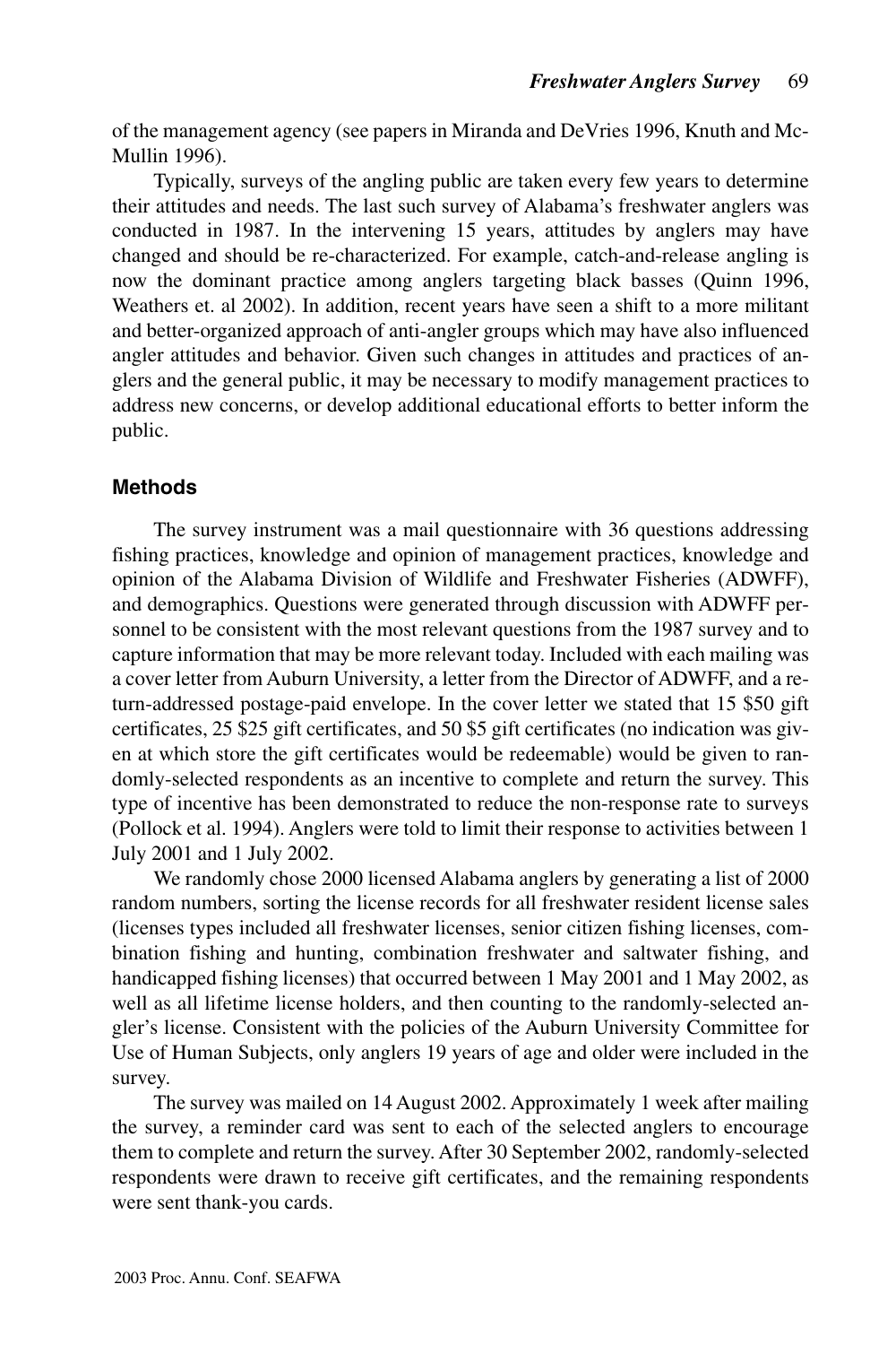of the management agency (see papers in Miranda and DeVries 1996, Knuth and McMullin 1996).

Typically, surveys of the angling public are taken every few years to determine their attitudes and needs. The last such survey of Alabama's freshwater anglers was conducted in 1987. In the intervening 15 years, attitudes by anglers may have changed and should be re-characterized. For example, catch-and-release angling is now the dominant practice among anglers targeting black basses (Quinn 1996, Weathers et. al 2002). In addition, recent years have seen a shift to a more militant and better-organized approach of anti-angler groups which may have also influenced angler attitudes and behavior. Given such changes in attitudes and practices of anglers and the general public, it may be necessary to modify management practices to address new concerns, or develop additional educational efforts to better inform the public.

## Methods

The survey instrument was a mail questionnaire with 36 questions addressing fishing practices, knowledge and opinion of management practices, knowledge and opinion of the Alabama Division of Wildlife and Freshwater Fisheries (ADWFF), and demographics. Questions were generated through discussion with ADWFF personnel to be consistent with the most relevant questions from the 1987 survey and to capture information that may be more relevant today. Included with each mailing was a cover letter from Auburn University, a letter from the Director of ADWFF, and a return-addressed postage-paid envelope. In the cover letter we stated that 15 $50 gift certificates, 25 $25 gift certificates, and 50 $5 gift certificates (no indication was given at which store the gift certificates would be redeemable) would be given to randomly-selected respondents as an incentive to complete and return the survey. This type of incentive has been demonstrated to reduce the non-response rate to surveys (Pollock et al. 1994). Anglers were told to limit their response to activities between 1 July 2001 and 1 July 2002.

We randomly chose 2000 licensed Alabama anglers by generating a list of 2000 random numbers, sorting the license records for all freshwater resident license sales (licenses types included all freshwater licenses, senior citizen fishing licenses, combination fishing and hunting, combination freshwater and saltwater fishing, and handicapped fishing licenses) that occurred between 1 May 2001 and 1 May 2002, as well as all lifetime license holders, and then counting to the randomly-selected angler's license. Consistent with the policies of the Auburn University Committee for Use of Human Subjects, only anglers 19 years of age and older were included in the survey.

The survey was mailed on 14 August 2002. Approximately 1 week after mailing the survey, a reminder card was sent to each of the selected anglers to encourage them to complete and return the survey. After 30 September 2002, randomly-selected respondents were drawn to receive gift certificates, and the remaining respondents were sent thank-you cards.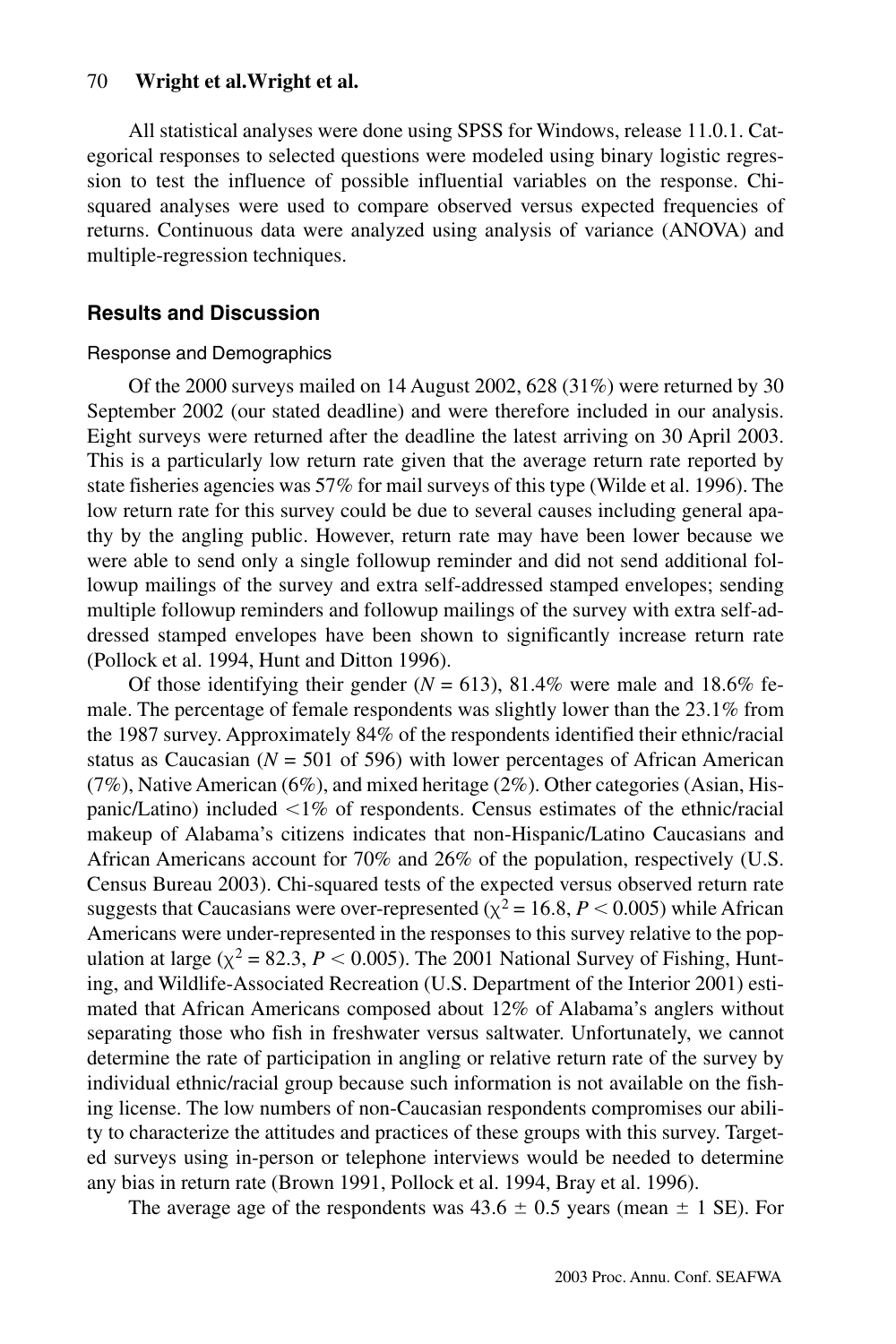All statistical analyses were done using SPSS for Windows, release 11.0.1. Categorical responses to selected questions were modeled using binary logistic regression to test the influence of possible influential variables on the response. Chi-squared analyses were used to compare observed versus expected frequencies of returns. Continuous data were analyzed using analysis of variance (ANOVA) and multiple-regression techniques.

## Results and Discussion

### Response and Demographics

Of the 2000 surveys mailed on 14 August 2002, 628 (31%) were returned by 30 September 2002 (our stated deadline) and were therefore included in our analysis. Eight surveys were returned after the deadline the latest arriving on 30 April 2003. This is a particularly low return rate given that the average return rate reported by state fisheries agencies was 57% for mail surveys of this type (Wilde et al. 1996). The low return rate for this survey could be due to several causes including general apathy by the angling public. However, return rate may have been lower because we were able to send only a single followup reminder and did not send additional followup mailings of the survey and extra self-addressed stamped envelopes; sending multiple followup reminders and followup mailings of the survey with extra self-addressed stamped envelopes have been shown to significantly increase return rate (Pollock et al. 1994, Hunt and Ditton 1996).

Of those identifying their gender ($N = 613$), 81.4% were male and 18.6% female. The percentage of female respondents was slightly lower than the 23.1% from the 1987 survey. Approximately 84% of the respondents identified their ethnic/racial status as Caucasian ($N = 501$ of 596) with lower percentages of African American (7%), Native American (6%), and mixed heritage (2%). Other categories (Asian, Hispanic/Latino) included <1% of respondents. Census estimates of the ethnic/racial makeup of Alabama's citizens indicates that non-Hispanic/Latino Caucasians and African Americans account for 70% and 26% of the population, respectively (U.S. Census Bureau 2003). Chi-squared tests of the expected versus observed return rate suggests that Caucasians were over-represented ($\chi^2 = 16.8$, $P < 0.005$) while African Americans were under-represented in the responses to this survey relative to the population at large ($\chi^2 = 82.3$, $P < 0.005$). The 2001 National Survey of Fishing, Hunting, and Wildlife-Associated Recreation (U.S. Department of the Interior 2001) estimated that African Americans composed about 12% of Alabama's anglers without separating those who fish in freshwater versus saltwater. Unfortunately, we cannot determine the rate of participation in angling or relative return rate of the survey by individual ethnic/racial group because such information is not available on the fishing license. The low numbers of non-Caucasian respondents compromises our ability to characterize the attitudes and practices of these groups with this survey. Targeted surveys using in-person or telephone interviews would be needed to determine any bias in return rate (Brown 1991, Pollock et al. 1994, Bray et al. 1996).

The average age of the respondents was $43.6 \pm 0.5$ years (mean $\pm$ 1 SE). For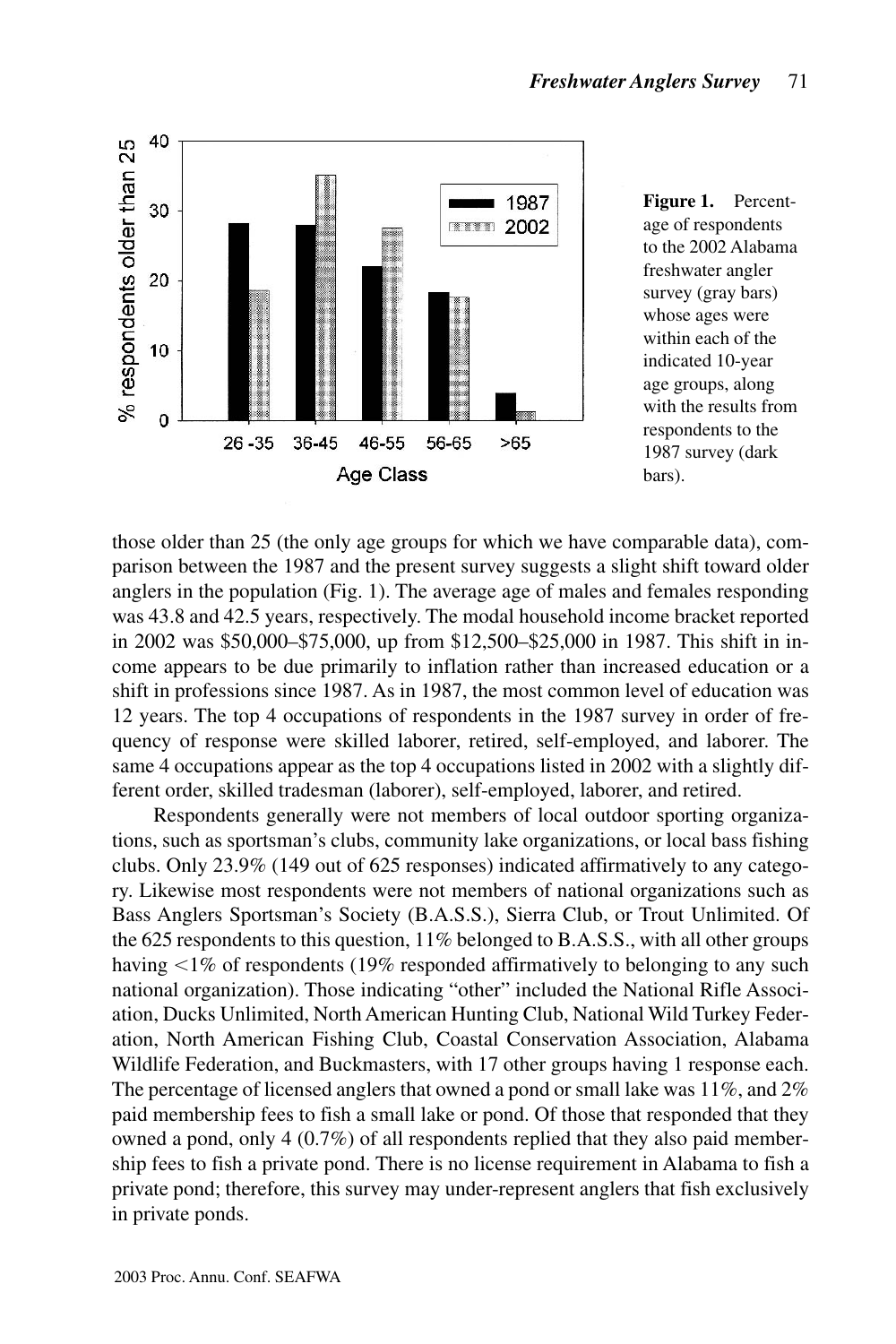**Figure 1.** Percentage of respondents to the 2002 Alabama freshwater angler survey (gray bars) whose ages were within each of the indicated 10-year age groups, along with the results from respondents to the 1987 survey (dark bars).

those older than 25 (the only age groups for which we have comparable data), comparison between the 1987 and the present survey suggests a slight shift toward older anglers in the population (Fig. 1). The average age of males and females responding was 43.8 and 42.5 years, respectively. The modal household income bracket reported in 2002 was $50,000–$75,000, up from $12,500–$25,000 in 1987. This shift in income appears to be due primarily to inflation rather than increased education or a shift in professions since 1987. As in 1987, the most common level of education was 12 years. The top 4 occupations of respondents in the 1987 survey in order of frequency of response were skilled laborer, retired, self-employed, and laborer. The same 4 occupations appear as the top 4 occupations listed in 2002 with a slightly different order, skilled tradesman (laborer), self-employed, laborer, and retired.

Respondents generally were not members of local outdoor sporting organizations, such as sportsman's clubs, community lake organizations, or local bass fishing clubs. Only 23.9% (149 out of 625 responses) indicated affirmatively to any category. Likewise most respondents were not members of national organizations such as Bass Anglers Sportsman's Society (B.A.S.S.), Sierra Club, or Trout Unlimited. Of the 625 respondents to this question, 11% belonged to B.A.S.S., with all other groups having <1% of respondents (19% responded affirmatively to belonging to any such national organization). Those indicating "other" included the National Rifle Association, Ducks Unlimited, North American Hunting Club, National Wild Turkey Federation, North American Fishing Club, Coastal Conservation Association, Alabama Wildlife Federation, and Buckmasters, with 17 other groups having 1 response each. The percentage of licensed anglers that owned a pond or small lake was 11%, and 2% paid membership fees to fish a small lake or pond. Of those that responded that they owned a pond, only 4 (0.7%) of all respondents replied that they also paid membership fees to fish a private pond. There is no license requirement in Alabama to fish a private pond; therefore, this survey may under-represent anglers that fish exclusively in private ponds.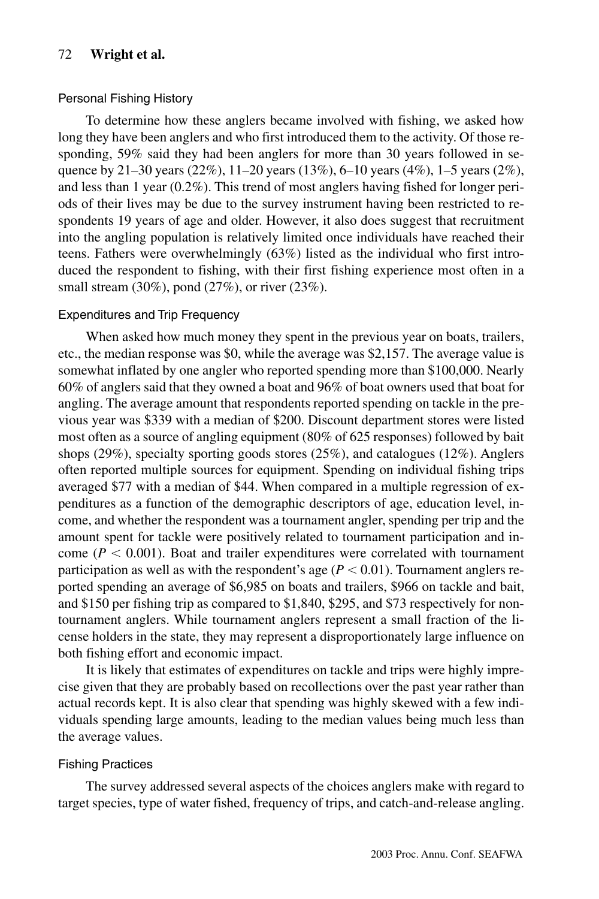### Personal Fishing History

To determine how these anglers became involved with fishing, we asked how long they have been anglers and who first introduced them to the activity. Of those responding, 59% said they had been anglers for more than 30 years followed in sequence by 21–30 years (22%), 11–20 years (13%), 6–10 years (4%), 1–5 years (2%), and less than 1 year (0.2%). This trend of most anglers having fished for longer periods of their lives may be due to the survey instrument having been restricted to respondents 19 years of age and older. However, it also does suggest that recruitment into the angling population is relatively limited once individuals have reached their teens. Fathers were overwhelmingly (63%) listed as the individual who first introduced the respondent to fishing, with their first fishing experience most often in a small stream (30%), pond (27%), or river (23%).

### Expenditures and Trip Frequency

When asked how much money they spent in the previous year on boats, trailers, etc., the median response was $0, while the average was $2,157. The average value is somewhat inflated by one angler who reported spending more than $100,000. Nearly 60% of anglers said that they owned a boat and 96% of boat owners used that boat for angling. The average amount that respondents reported spending on tackle in the previous year was $339 with a median of $200. Discount department stores were listed most often as a source of angling equipment (80% of 625 responses) followed by bait shops (29%), specialty sporting goods stores (25%), and catalogues (12%). Anglers often reported multiple sources for equipment. Spending on individual fishing trips averaged $77 with a median of $44. When compared in a multiple regression of expenditures as a function of the demographic descriptors of age, education level, income, and whether the respondent was a tournament angler, spending per trip and the amount spent for tackle were positively related to tournament participation and income ($P < 0.001$). Boat and trailer expenditures were correlated with tournament participation as well as with the respondent's age ($P < 0.01$). Tournament anglers reported spending an average of $6,985 on boats and trailers, $966 on tackle and bait, and $150 per fishing trip as compared to $1,840, $295, and $73 respectively for non-tournament anglers. While tournament anglers represent a small fraction of the license holders in the state, they may represent a disproportionately large influence on both fishing effort and economic impact.

It is likely that estimates of expenditures on tackle and trips were highly imprecise given that they are probably based on recollections over the past year rather than actual records kept. It is also clear that spending was highly skewed with a few individuals spending large amounts, leading to the median values being much less than the average values.

### Fishing Practices

The survey addressed several aspects of the choices anglers make with regard to target species, type of water fished, frequency of trips, and catch-and-release angling.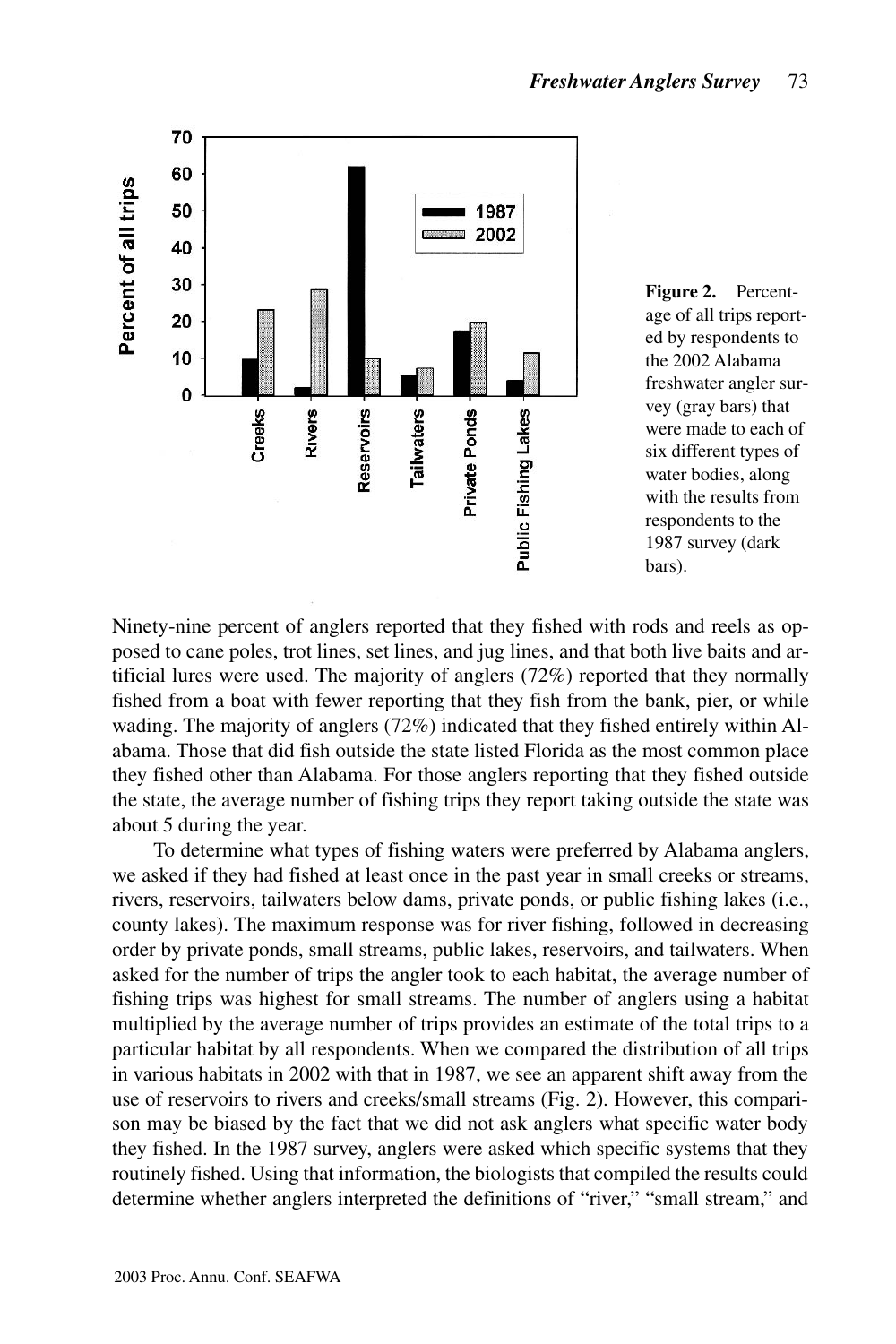Figure 2. Percentage of all trips reported by respondents to the 2002 Alabama freshwater angler survey (gray bars) that were made to each of six different types of water bodies, along with the results from respondents to the 1987 survey (dark bars).

Ninety-nine percent of anglers reported that they fished with rods and reels as opposed to cane poles, trot lines, set lines, and jug lines, and that both live baits and artificial lures were used. The majority of anglers (72%) reported that they normally fished from a boat with fewer reporting that they fish from the bank, pier, or while wading. The majority of anglers (72%) indicated that they fished entirely within Alabama. Those that did fish outside the state listed Florida as the most common place they fished other than Alabama. For those anglers reporting that they fished outside the state, the average number of fishing trips they report taking outside the state was about 5 during the year.

To determine what types of fishing waters were preferred by Alabama anglers, we asked if they had fished at least once in the past year in small creeks or streams, rivers, reservoirs, tailwaters below dams, private ponds, or public fishing lakes (i.e., county lakes). The maximum response was for river fishing, followed in decreasing order by private ponds, small streams, public lakes, reservoirs, and tailwaters. When asked for the number of trips the angler took to each habitat, the average number of fishing trips was highest for small streams. The number of anglers using a habitat multiplied by the average number of trips provides an estimate of the total trips to a particular habitat by all respondents. When we compared the distribution of all trips in various habitats in 2002 with that in 1987, we see an apparent shift away from the use of reservoirs to rivers and creeks/small streams (Fig. 2). However, this comparison may be biased by the fact that we did not ask anglers what specific water body they fished. In the 1987 survey, anglers were asked which specific systems that they routinely fished. Using that information, the biologists that compiled the results could determine whether anglers interpreted the definitions of "river," "small stream," and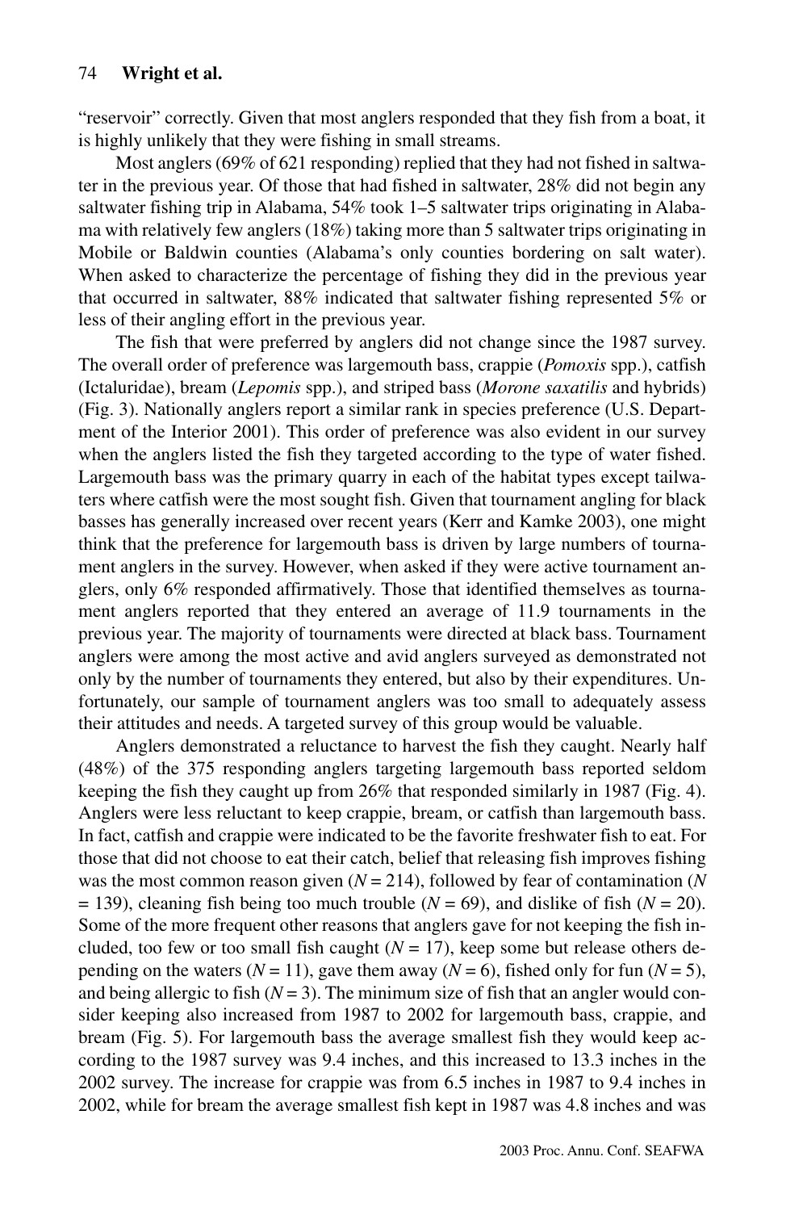"reservoir" correctly. Given that most anglers responded that they fish from a boat, it is highly unlikely that they were fishing in small streams.

Most anglers (69% of 621 responding) replied that they had not fished in saltwater in the previous year. Of those that had fished in saltwater, 28% did not begin any saltwater fishing trip in Alabama, 54% took 1–5 saltwater trips originating in Alabama with relatively few anglers (18%) taking more than 5 saltwater trips originating in Mobile or Baldwin counties (Alabama's only counties bordering on salt water). When asked to characterize the percentage of fishing they did in the previous year that occurred in saltwater, 88% indicated that saltwater fishing represented 5% or less of their angling effort in the previous year.

The fish that were preferred by anglers did not change since the 1987 survey. The overall order of preference was largemouth bass, crappie (*Pomoxis* spp.), catfish (Ictaluridae), bream (*Lepomis* spp.), and striped bass (*Morone saxatilis* and hybrids) (Fig. 3). Nationally anglers report a similar rank in species preference (U.S. Department of the Interior 2001). This order of preference was also evident in our survey when the anglers listed the fish they targeted according to the type of water fished. Largemouth bass was the primary quarry in each of the habitat types except tailwaters where catfish were the most sought fish. Given that tournament angling for black basses has generally increased over recent years (Kerr and Kamke 2003), one might think that the preference for largemouth bass is driven by large numbers of tournament anglers in the survey. However, when asked if they were active tournament anglers, only 6% responded affirmatively. Those that identified themselves as tournament anglers reported that they entered an average of 11.9 tournaments in the previous year. The majority of tournaments were directed at black bass. Tournament anglers were among the most active and avid anglers surveyed as demonstrated not only by the number of tournaments they entered, but also by their expenditures. Unfortunately, our sample of tournament anglers was too small to adequately assess their attitudes and needs. A targeted survey of this group would be valuable.

Anglers demonstrated a reluctance to harvest the fish they caught. Nearly half (48%) of the 375 responding anglers targeting largemouth bass reported seldom keeping the fish they caught up from 26% that responded similarly in 1987 (Fig. 4). Anglers were less reluctant to keep crappie, bream, or catfish than largemouth bass. In fact, catfish and crappie were indicated to be the favorite freshwater fish to eat. For those that did not choose to eat their catch, belief that releasing fish improves fishing was the most common reason given ($N = 214$), followed by fear of contamination ($N = 139$), cleaning fish being too much trouble ($N = 69$), and dislike of fish ($N = 20$). Some of the more frequent other reasons that anglers gave for not keeping the fish included, too few or too small fish caught ($N = 17$), keep some but release others depending on the waters ($N = 11$), gave them away ($N = 6$), fished only for fun ($N = 5$), and being allergic to fish ($N = 3$). The minimum size of fish that an angler would consider keeping also increased from 1987 to 2002 for largemouth bass, crappie, and bream (Fig. 5). For largemouth bass the average smallest fish they would keep according to the 1987 survey was 9.4 inches, and this increased to 13.3 inches in the 2002 survey. The increase for crappie was from 6.5 inches in 1987 to 9.4 inches in 2002, while for bream the average smallest fish kept in 1987 was 4.8 inches and was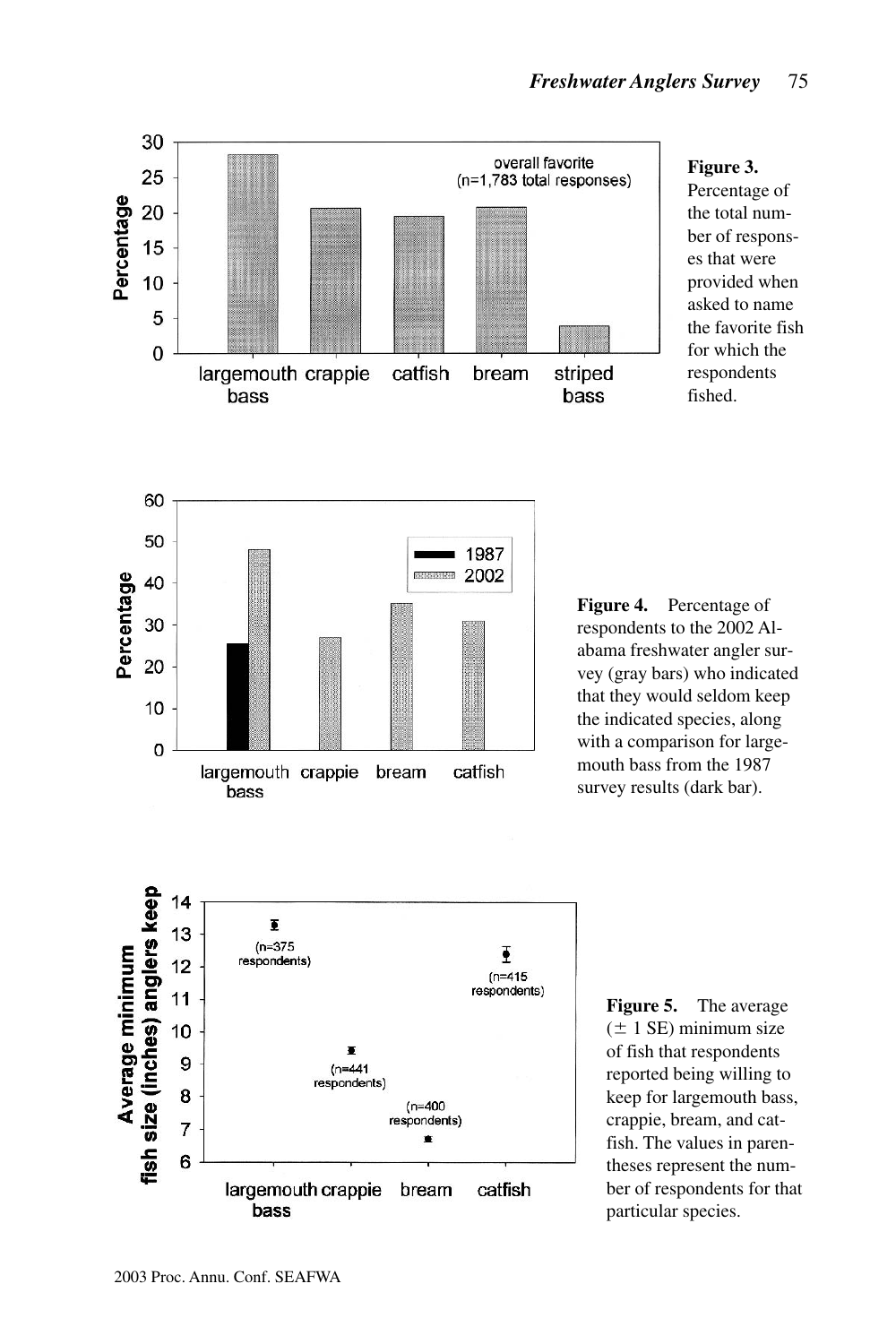**Figure 3.** Percentage of the total number of responses that were provided when asked to name the favorite fish for which the respondents fished.

**Figure 4.** Percentage of respondents to the 2002 Alabama freshwater angler survey (gray bars) who indicated that they would seldom keep the indicated species, along with a comparison for largemouth bass from the 1987 survey results (dark bar).

**Figure 5.** The average (± 1 SE) minimum size of fish that respondents reported being willing to keep for largemouth bass, crappie, bream, and catfish. The values in parentheses represent the number of respondents for that particular species.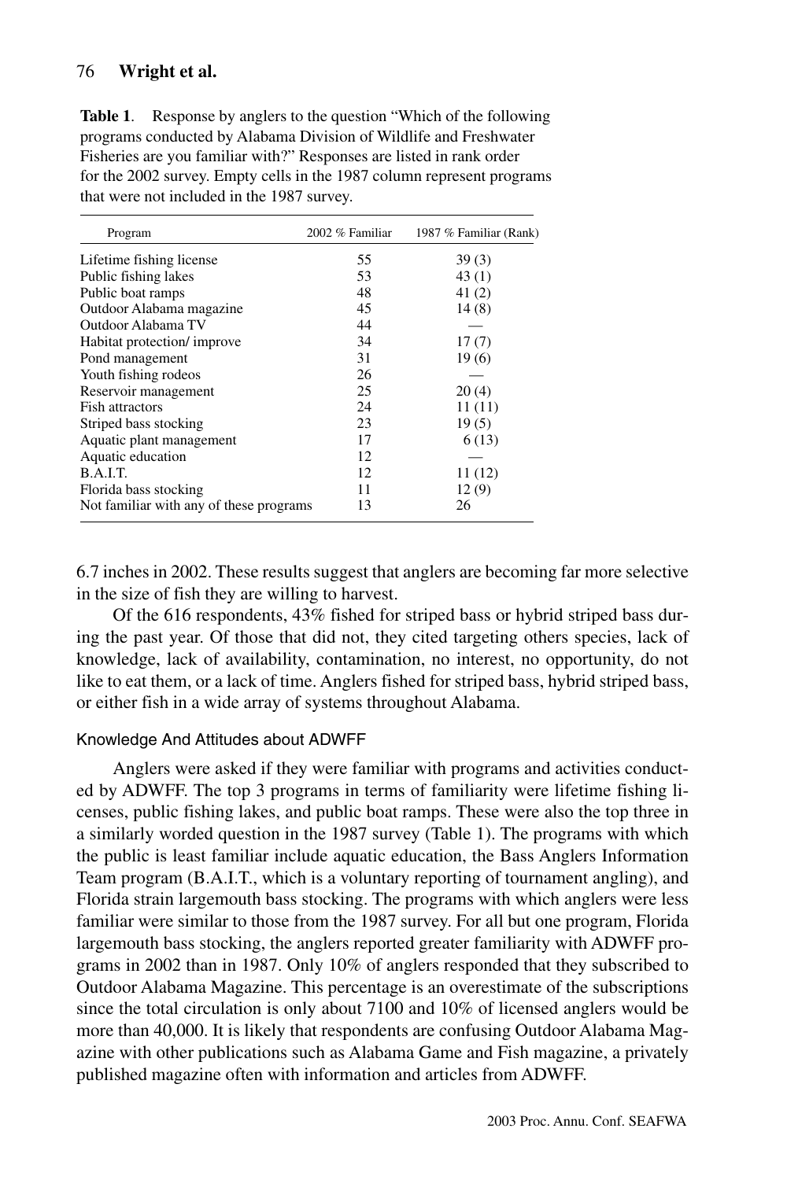**Table 1**. Response by anglers to the question "Which of the following programs conducted by Alabama Division of Wildlife and Freshwater Fisheries are you familiar with?" Responses are listed in rank order for the 2002 survey. Empty cells in the 1987 column represent programs that were not included in the 1987 survey.

| Program | 2002 % Familiar | 1987 % Familiar (Rank) |
|---|---|---|
| Lifetime fishing license | 55 | 39 (3) |
| Public fishing lakes | 53 | 43 (1) |
| Public boat ramps | 48 | 41 (2) |
| Outdoor Alabama magazine | 45 | 14 (8) |
| Outdoor Alabama TV | 44 | — |
| Habitat protection/ improve | 34 | 17 (7) |
| Pond management | 31 | 19 (6) |
| Youth fishing rodeos | 26 | — |
| Reservoir management | 25 | 20 (4) |
| Fish attractors | 24 | 11 (11) |
| Striped bass stocking | 23 | 19 (5) |
| Aquatic plant management | 17 | 6 (13) |
| Aquatic education | 12 | — |
| B.A.I.T. | 12 | 11 (12) |
| Florida bass stocking | 11 | 12 (9) |
| Not familiar with any of these programs | 13 | 26 |

6.7 inches in 2002. These results suggest that anglers are becoming far more selective in the size of fish they are willing to harvest.

Of the 616 respondents, 43% fished for striped bass or hybrid striped bass during the past year. Of those that did not, they cited targeting others species, lack of knowledge, lack of availability, contamination, no interest, no opportunity, do not like to eat them, or a lack of time. Anglers fished for striped bass, hybrid striped bass, or either fish in a wide array of systems throughout Alabama.

### Knowledge And Attitudes about ADWFF

Anglers were asked if they were familiar with programs and activities conducted by ADWFF. The top 3 programs in terms of familiarity were lifetime fishing licenses, public fishing lakes, and public boat ramps. These were also the top three in a similarly worded question in the 1987 survey (Table 1). The programs with which the public is least familiar include aquatic education, the Bass Anglers Information Team program (B.A.I.T., which is a voluntary reporting of tournament angling), and Florida strain largemouth bass stocking. The programs with which anglers were less familiar were similar to those from the 1987 survey. For all but one program, Florida largemouth bass stocking, the anglers reported greater familiarity with ADWFF programs in 2002 than in 1987. Only 10% of anglers responded that they subscribed to Outdoor Alabama Magazine. This percentage is an overestimate of the subscriptions since the total circulation is only about 7100 and 10% of licensed anglers would be more than 40,000. It is likely that respondents are confusing Outdoor Alabama Magazine with other publications such as Alabama Game and Fish magazine, a privately published magazine often with information and articles from ADWFF.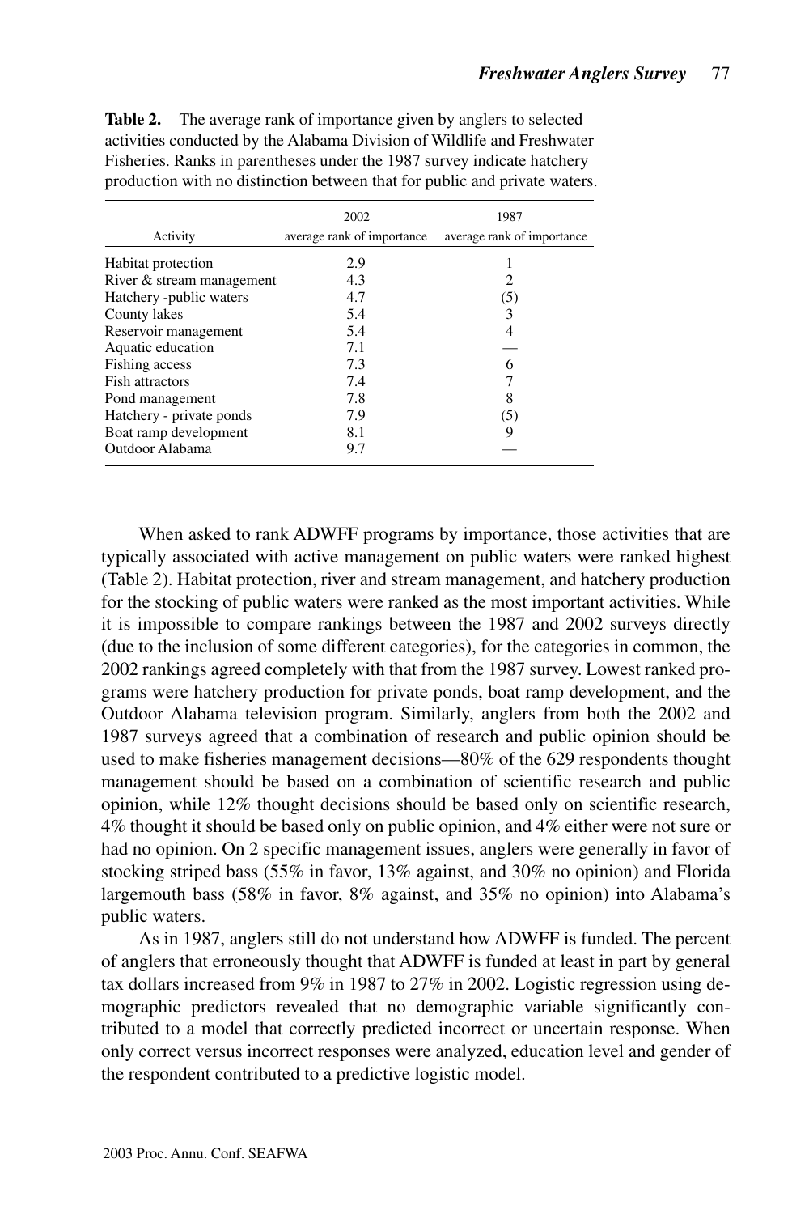**Table 2.** The average rank of importance given by anglers to selected activities conducted by the Alabama Division of Wildlife and Freshwater Fisheries. Ranks in parentheses under the 1987 survey indicate hatchery production with no distinction between that for public and private waters.

| Activity | 2002 average rank of importance | 1987 average rank of importance |
|---|---|---|
| Habitat protection | 2.9 | 1 |
| River & stream management | 4.3 | 2 |
| Hatchery -public waters | 4.7 | (5) |
| County lakes | 5.4 | 3 |
| Reservoir management | 5.4 | 4 |
| Aquatic education | 7.1 | — |
| Fishing access | 7.3 | 6 |
| Fish attractors | 7.4 | 7 |
| Pond management | 7.8 | 8 |
| Hatchery - private ponds | 7.9 | (5) |
| Boat ramp development | 8.1 | 9 |
| Outdoor Alabama | 9.7 | — |

When asked to rank ADWFF programs by importance, those activities that are typically associated with active management on public waters were ranked highest (Table 2). Habitat protection, river and stream management, and hatchery production for the stocking of public waters were ranked as the most important activities. While it is impossible to compare rankings between the 1987 and 2002 surveys directly (due to the inclusion of some different categories), for the categories in common, the 2002 rankings agreed completely with that from the 1987 survey. Lowest ranked programs were hatchery production for private ponds, boat ramp development, and the Outdoor Alabama television program. Similarly, anglers from both the 2002 and 1987 surveys agreed that a combination of research and public opinion should be used to make fisheries management decisions—80% of the 629 respondents thought management should be based on a combination of scientific research and public opinion, while 12% thought decisions should be based only on scientific research, 4% thought it should be based only on public opinion, and 4% either were not sure or had no opinion. On 2 specific management issues, anglers were generally in favor of stocking striped bass (55% in favor, 13% against, and 30% no opinion) and Florida largemouth bass (58% in favor, 8% against, and 35% no opinion) into Alabama's public waters.

As in 1987, anglers still do not understand how ADWFF is funded. The percent of anglers that erroneously thought that ADWFF is funded at least in part by general tax dollars increased from 9% in 1987 to 27% in 2002. Logistic regression using demographic predictors revealed that no demographic variable significantly contributed to a model that correctly predicted incorrect or uncertain response. When only correct versus incorrect responses were analyzed, education level and gender of the respondent contributed to a predictive logistic model.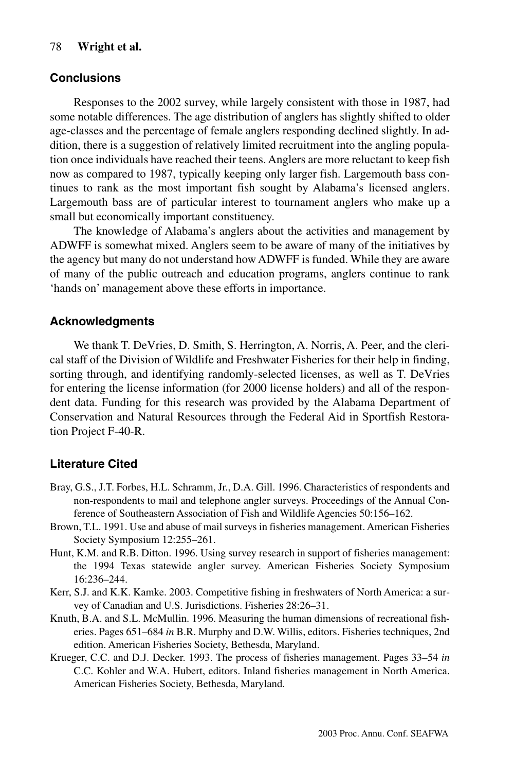## Conclusions

Responses to the 2002 survey, while largely consistent with those in 1987, had some notable differences. The age distribution of anglers has slightly shifted to older age-classes and the percentage of female anglers responding declined slightly. In addition, there is a suggestion of relatively limited recruitment into the angling population once individuals have reached their teens. Anglers are more reluctant to keep fish now as compared to 1987, typically keeping only larger fish. Largemouth bass continues to rank as the most important fish sought by Alabama's licensed anglers. Largemouth bass are of particular interest to tournament anglers who make up a small but economically important constituency.

The knowledge of Alabama's anglers about the activities and management by ADWFF is somewhat mixed. Anglers seem to be aware of many of the initiatives by the agency but many do not understand how ADWFF is funded. While they are aware of many of the public outreach and education programs, anglers continue to rank 'hands on' management above these efforts in importance.

## Acknowledgments

We thank T. DeVries, D. Smith, S. Herrington, A. Norris, A. Peer, and the clerical staff of the Division of Wildlife and Freshwater Fisheries for their help in finding, sorting through, and identifying randomly-selected licenses, as well as T. DeVries for entering the license information (for 2000 license holders) and all of the respondent data. Funding for this research was provided by the Alabama Department of Conservation and Natural Resources through the Federal Aid in Sportfish Restoration Project F-40-R.

## Literature Cited

Bray, G.S., J.T. Forbes, H.L. Schramm, Jr., D.A. Gill. 1996. Characteristics of respondents and non-respondents to mail and telephone angler surveys. Proceedings of the Annual Conference of Southeastern Association of Fish and Wildlife Agencies 50:156–162.

Brown, T.L. 1991. Use and abuse of mail surveys in fisheries management. American Fisheries Society Symposium 12:255–261.

Hunt, K.M. and R.B. Ditton. 1996. Using survey research in support of fisheries management: the 1994 Texas statewide angler survey. American Fisheries Society Symposium 16:236–244.

Kerr, S.J. and K.K. Kamke. 2003. Competitive fishing in freshwaters of North America: a survey of Canadian and U.S. Jurisdictions. Fisheries 28:26–31.

Knuth, B.A. and S.L. McMullin. 1996. Measuring the human dimensions of recreational fisheries. Pages 651–684 *in* B.R. Murphy and D.W. Willis, editors. Fisheries techniques, 2nd edition. American Fisheries Society, Bethesda, Maryland.

Krueger, C.C. and D.J. Decker. 1993. The process of fisheries management. Pages 33–54 *in* C.C. Kohler and W.A. Hubert, editors. Inland fisheries management in North America. American Fisheries Society, Bethesda, Maryland.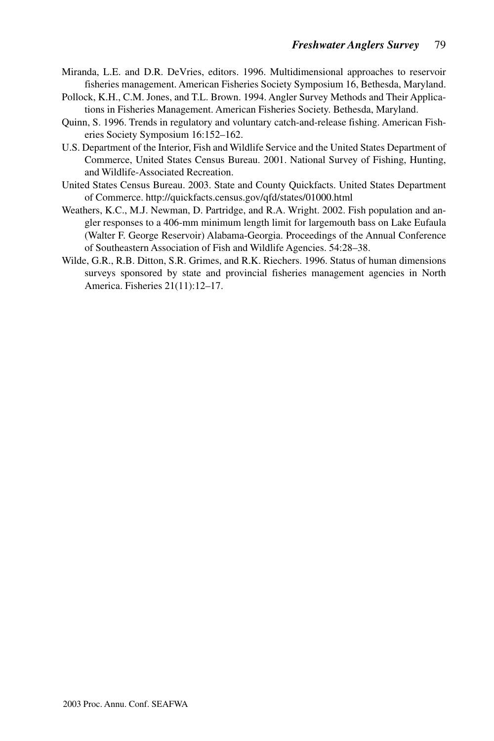Miranda, L.E. and D.R. DeVries, editors. 1996. Multidimensional approaches to reservoir fisheries management. American Fisheries Society Symposium 16, Bethesda, Maryland.

Pollock, K.H., C.M. Jones, and T.L. Brown. 1994. Angler Survey Methods and Their Applications in Fisheries Management. American Fisheries Society. Bethesda, Maryland.

Quinn, S. 1996. Trends in regulatory and voluntary catch-and-release fishing. American Fisheries Society Symposium 16:152–162.

U.S. Department of the Interior, Fish and Wildlife Service and the United States Department of Commerce, United States Census Bureau. 2001. National Survey of Fishing, Hunting, and Wildlife-Associated Recreation.

United States Census Bureau. 2003. State and County Quickfacts. United States Department of Commerce. http://quickfacts.census.gov/qfd/states/01000.html

Weathers, K.C., M.J. Newman, D. Partridge, and R.A. Wright. 2002. Fish population and angler responses to a 406-mm minimum length limit for largemouth bass on Lake Eufaula (Walter F. George Reservoir) Alabama-Georgia. Proceedings of the Annual Conference of Southeastern Association of Fish and Wildlife Agencies. 54:28–38.

Wilde, G.R., R.B. Ditton, S.R. Grimes, and R.K. Riechers. 1996. Status of human dimensions surveys sponsored by state and provincial fisheries management agencies in North America. Fisheries 21(11):12–17.